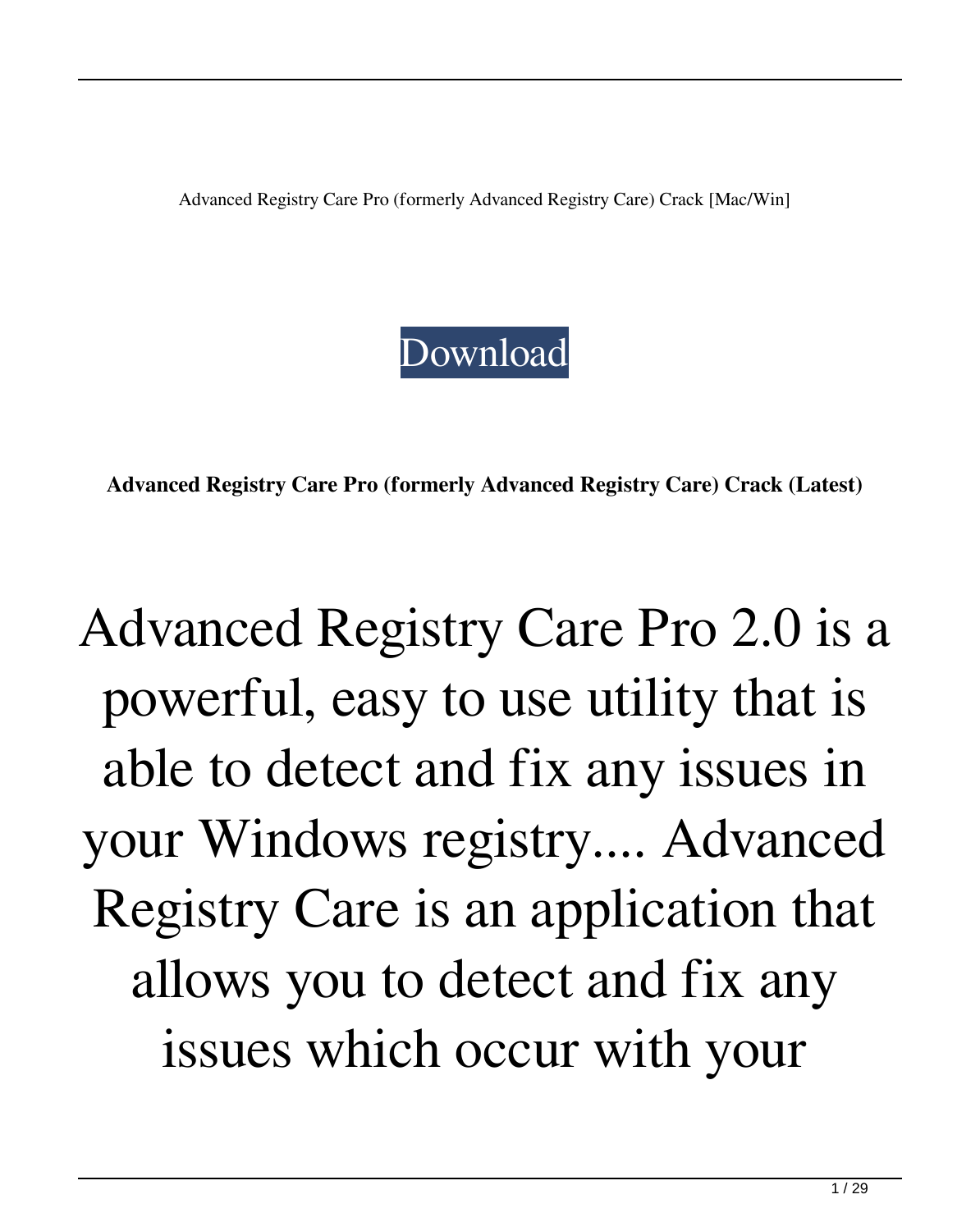Advanced Registry Care Pro (formerly Advanced Registry Care) Crack [Mac/Win]

Download

**Advanced Registry Care Pro (formerly Advanced Registry Care) Crack (Latest)**

# Advanced Registry Care Pro 2.0 is a powerful, easy to use utility that is able to detect and fix any issues in your Windows registry.... Advanced Registry Care is an application that allows you to detect and fix any issues which occur with your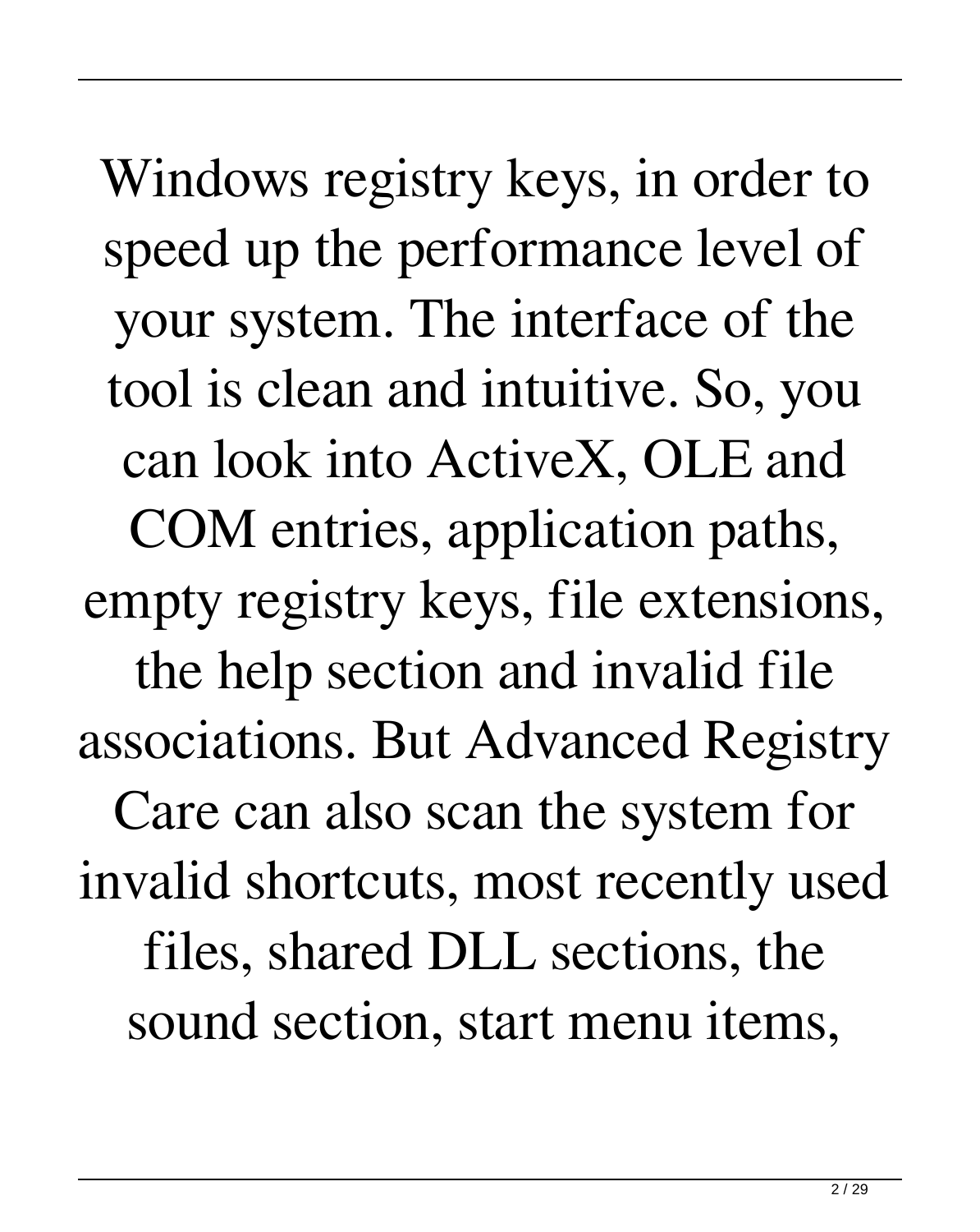Windows registry keys, in order to speed up the performance level of your system. The interface of the tool is clean and intuitive. So, you can look into ActiveX, OLE and COM entries, application paths, empty registry keys, file extensions, the help section and invalid file associations. But Advanced Registry Care can also scan the system for invalid shortcuts, most recently used files, shared DLL sections, the sound section, start menu items,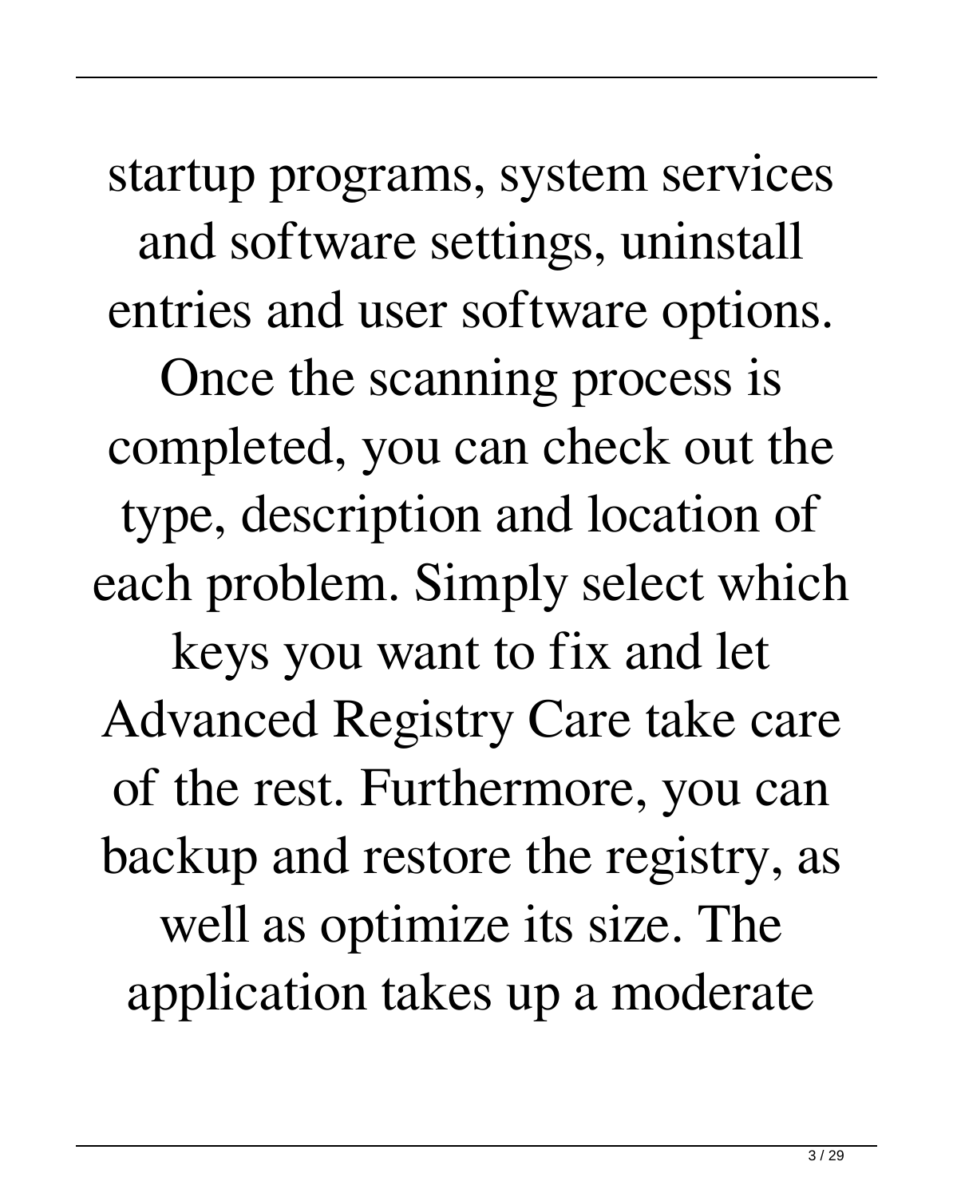startup programs, system services and software settings, uninstall entries and user software options. Once the scanning process is completed, you can check out the type, description and location of each problem. Simply select which keys you want to fix and let Advanced Registry Care take care of the rest. Furthermore, you can backup and restore the registry, as well as optimize its size. The application takes up a moderate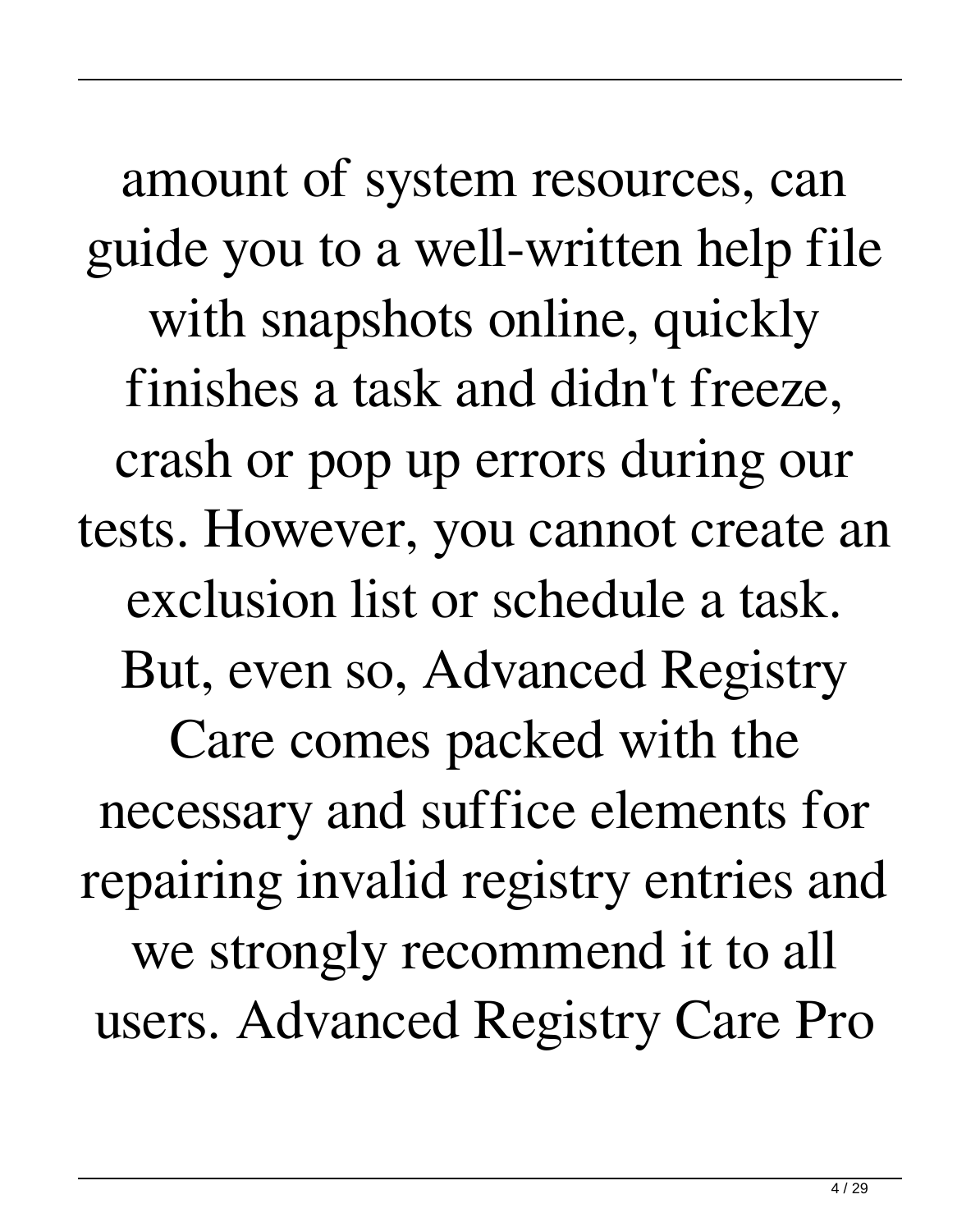amount of system resources, can guide you to a well-written help file with snapshots online, quickly finishes a task and didn't freeze, crash or pop up errors during our tests. However, you cannot create an exclusion list or schedule a task. But, even so, Advanced Registry Care comes packed with the necessary and suffice elements for repairing invalid registry entries and we strongly recommend it to all users. Advanced Registry Care Pro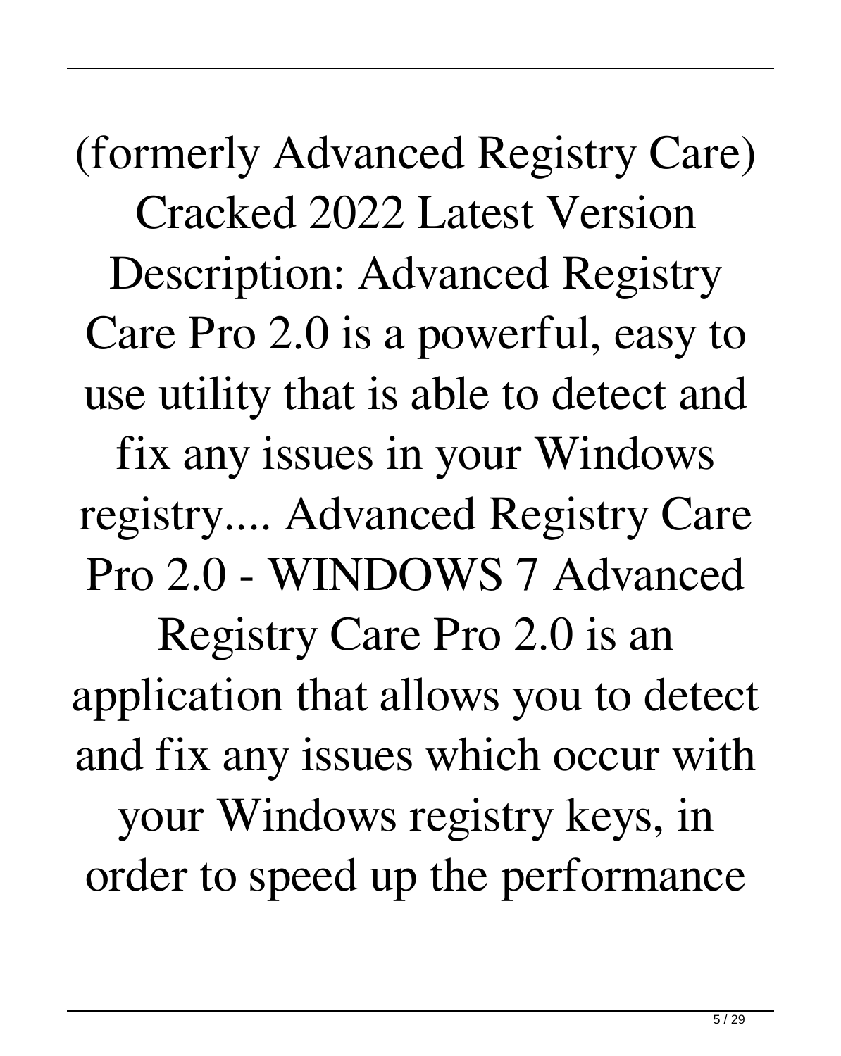(formerly Advanced Registry Care) Cracked 2022 Latest Version Description: Advanced Registry Care Pro 2.0 is a powerful, easy to use utility that is able to detect and fix any issues in your Windows registry.... Advanced Registry Care Pro 2.0 - WINDOWS 7 Advanced Registry Care Pro 2.0 is an application that allows you to detect and fix any issues which occur with your Windows registry keys, in order to speed up the performance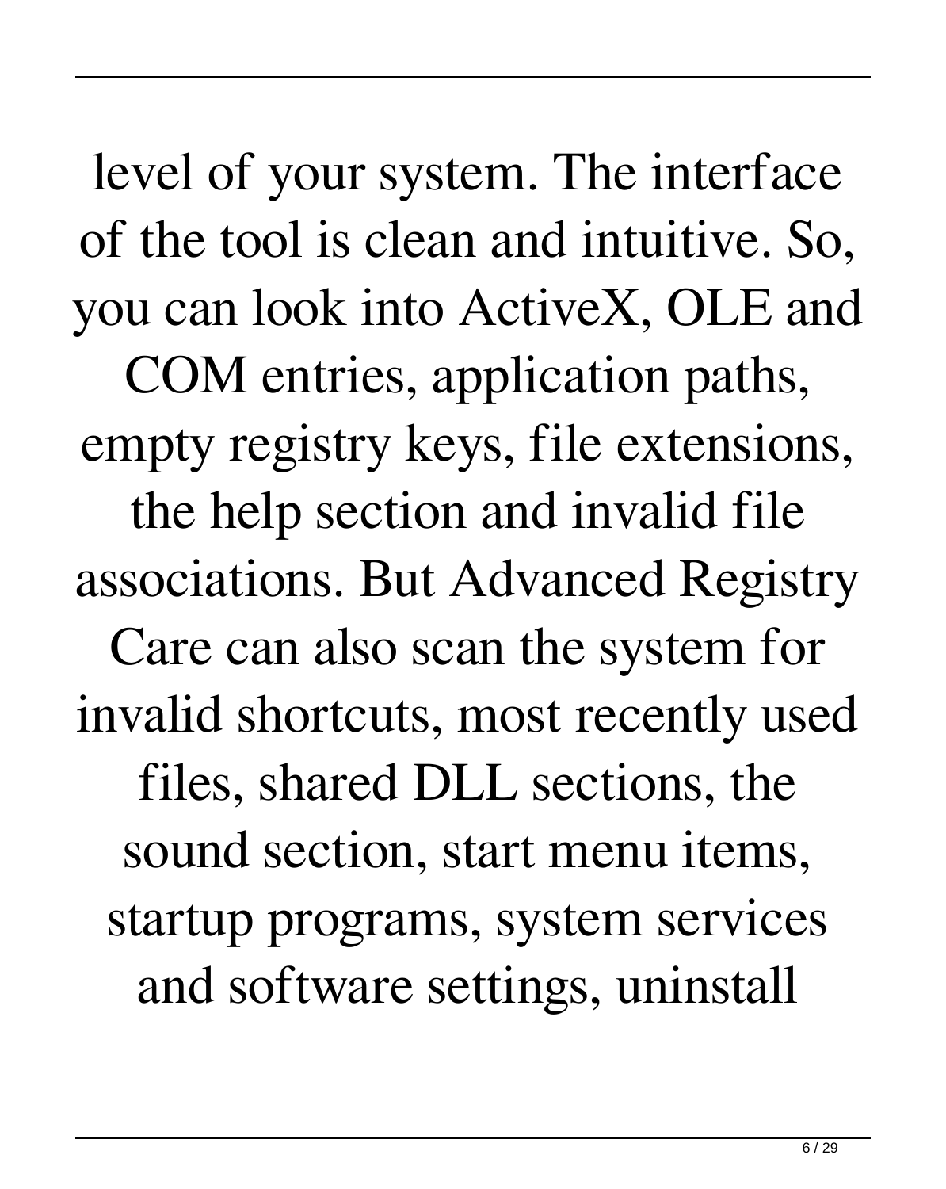level of your system. The interface of the tool is clean and intuitive. So, you can look into ActiveX, OLE and COM entries, application paths, empty registry keys, file extensions, the help section and invalid file associations. But Advanced Registry Care can also scan the system for invalid shortcuts, most recently used files, shared DLL sections, the sound section, start menu items, startup programs, system services and software settings, uninstall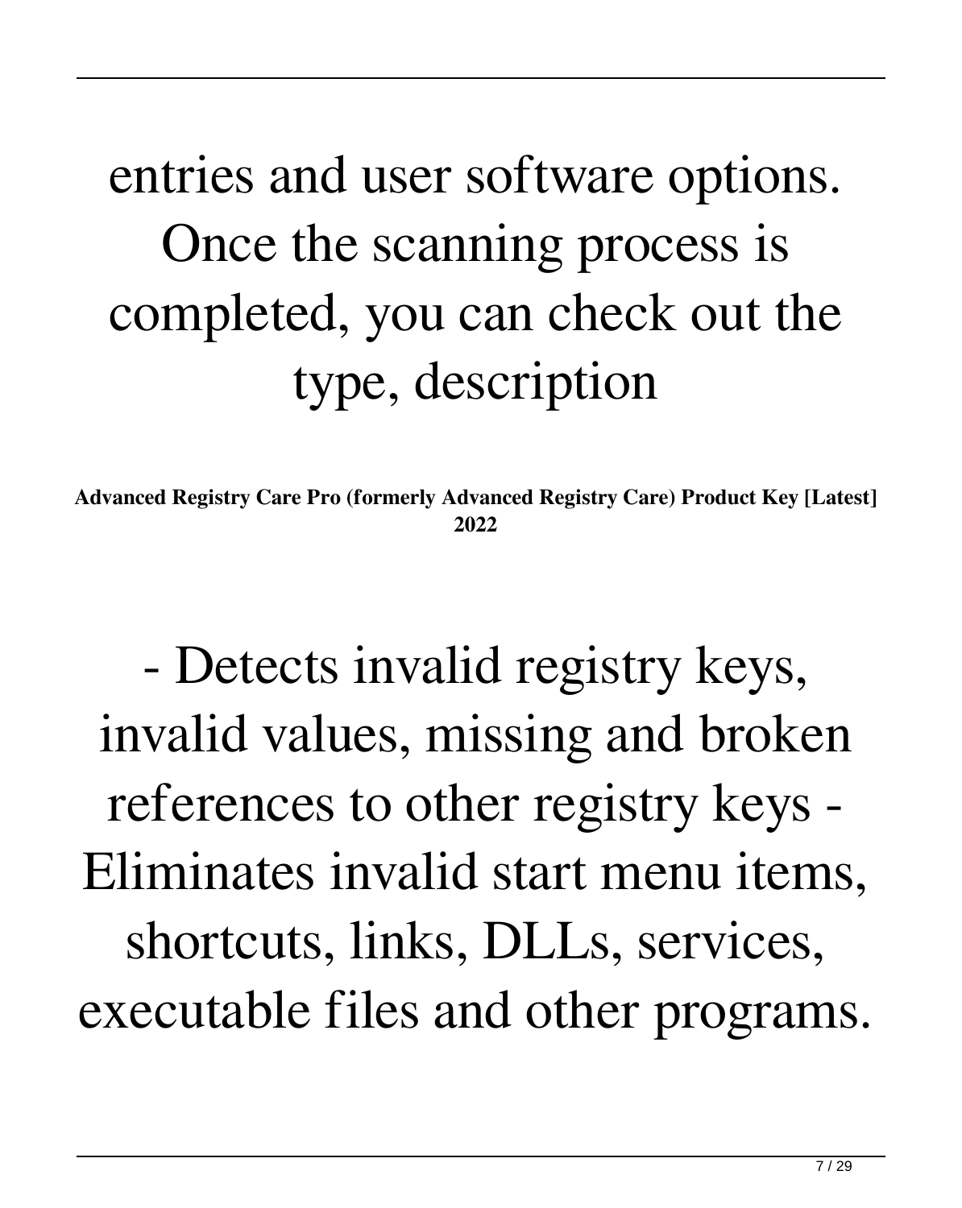entries and user software options. Once the scanning process is completed, you can check out the type, description

**Advanced Registry Care Pro (formerly Advanced Registry Care) Product Key [Latest] 2022**

- Detects invalid registry keys, invalid values, missing and broken references to other registry keys - Eliminates invalid start menu items, shortcuts, links, DLLs, services, executable files and other programs.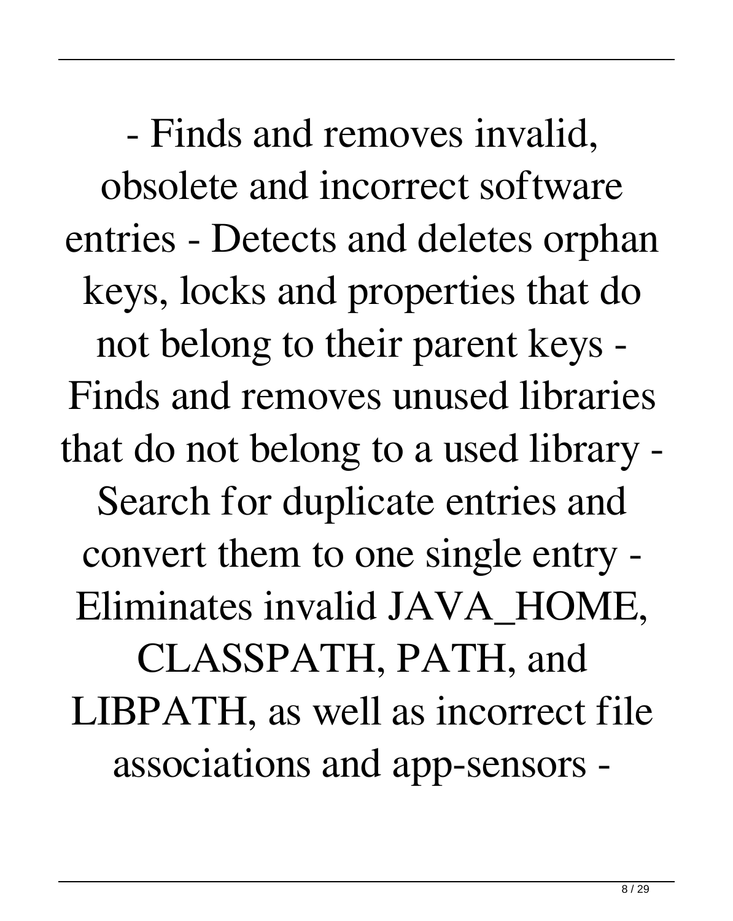- Finds and removes invalid, obsolete and incorrect software entries - Detects and deletes orphan keys, locks and properties that do not belong to their parent keys - Finds and removes unused libraries that do not belong to a used library - Search for duplicate entries and convert them to one single entry - Eliminates invalid JAVA_HOME, CLASSPATH, PATH, and LIBPATH, as well as incorrect file associations and app-sensors -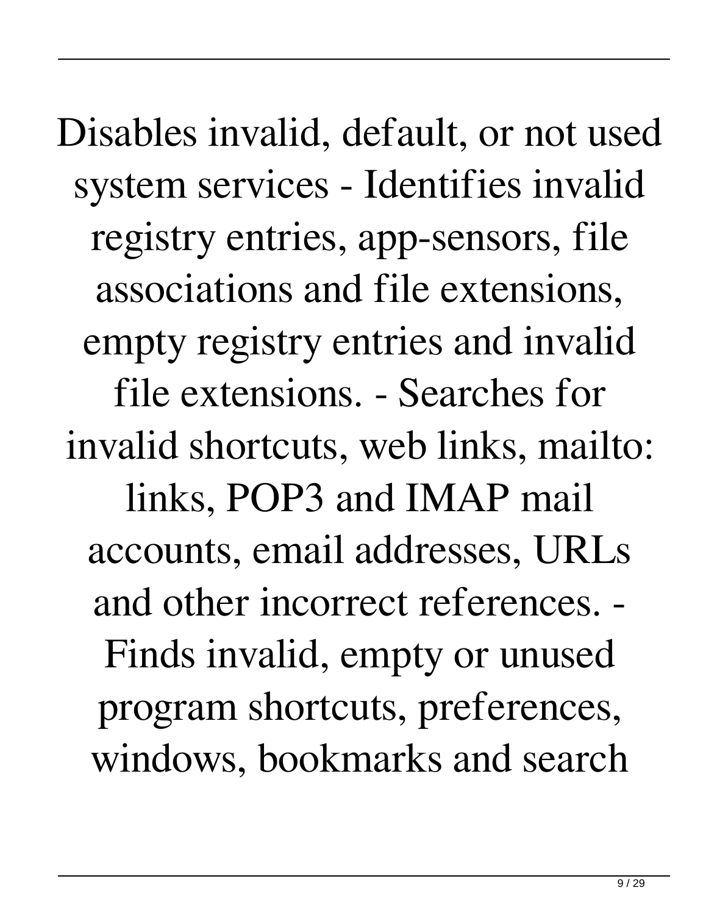Disables invalid, default, or not used system services - Identifies invalid registry entries, app-sensors, file associations and file extensions, empty registry entries and invalid file extensions. - Searches for invalid shortcuts, web links, mailto: links, POP3 and IMAP mail accounts, email addresses, URLs and other incorrect references. - Finds invalid, empty or unused program shortcuts, preferences, windows, bookmarks and search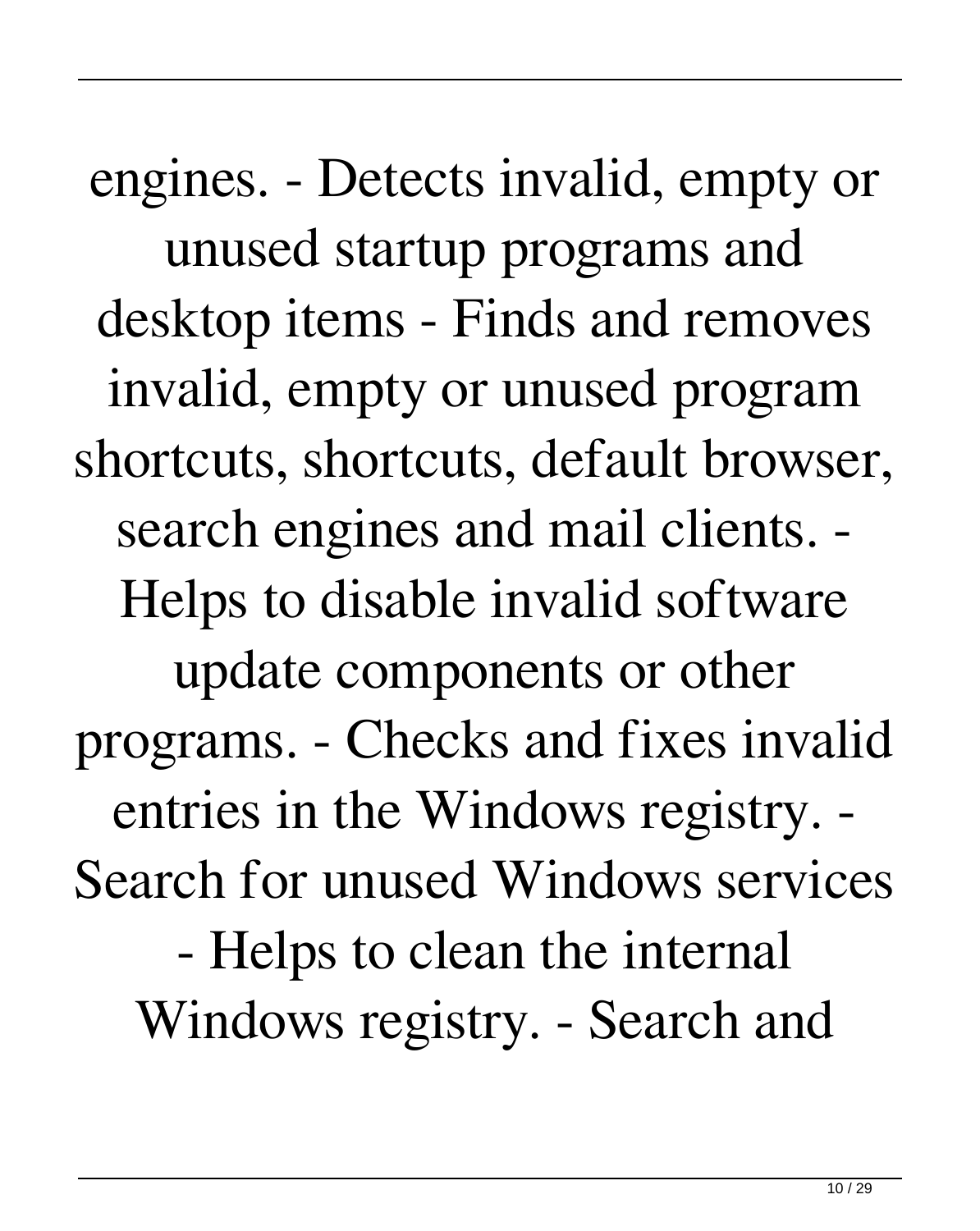engines. - Detects invalid, empty or unused startup programs and desktop items - Finds and removes invalid, empty or unused program shortcuts, shortcuts, default browser, search engines and mail clients. - Helps to disable invalid software update components or other programs. - Checks and fixes invalid entries in the Windows registry. - Search for unused Windows services - Helps to clean the internal Windows registry. - Search and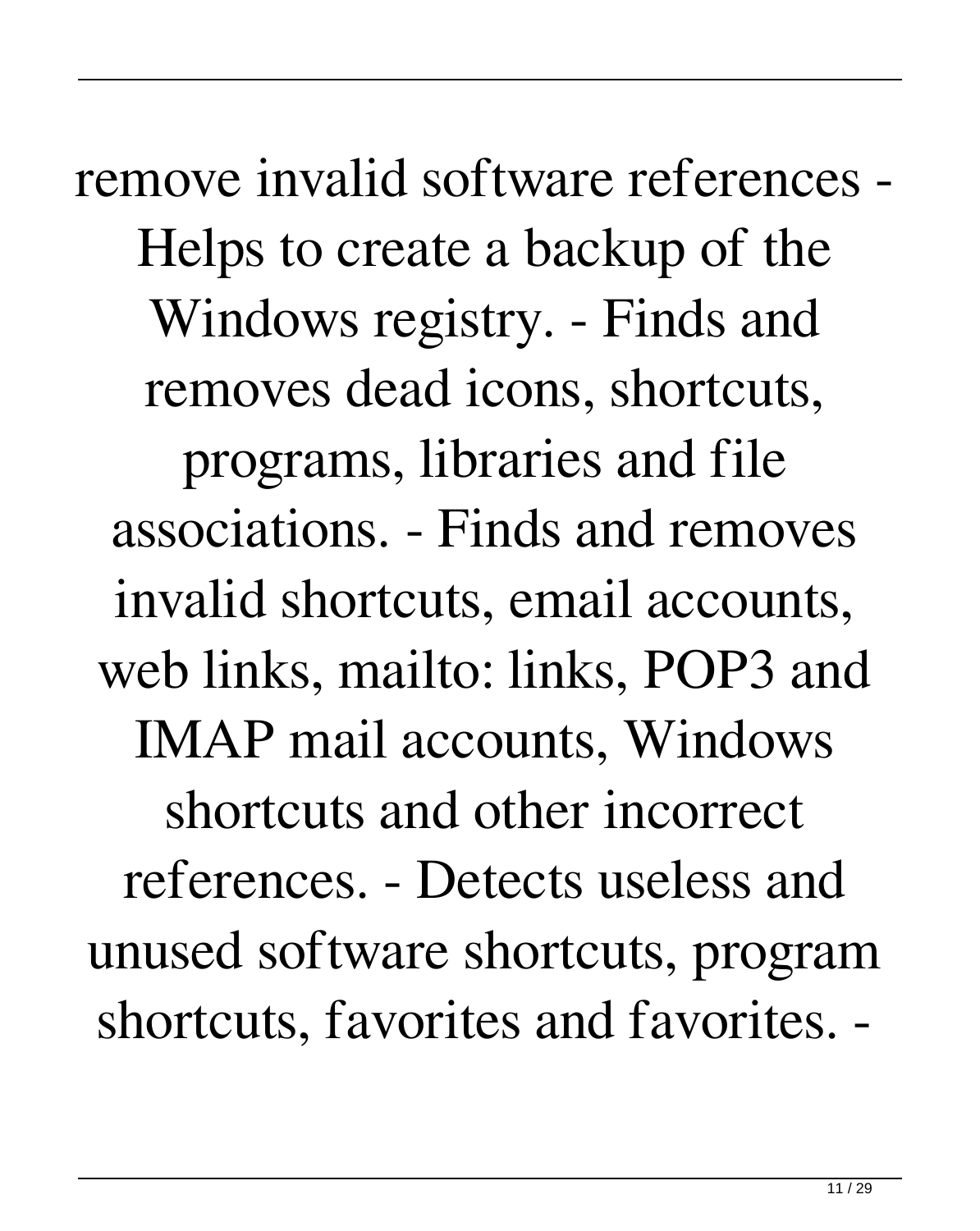remove invalid software references - Helps to create a backup of the Windows registry. - Finds and removes dead icons, shortcuts, programs, libraries and file associations. - Finds and removes invalid shortcuts, email accounts, web links, mailto: links, POP3 and IMAP mail accounts, Windows shortcuts and other incorrect references. - Detects useless and unused software shortcuts, program shortcuts, favorites and favorites. -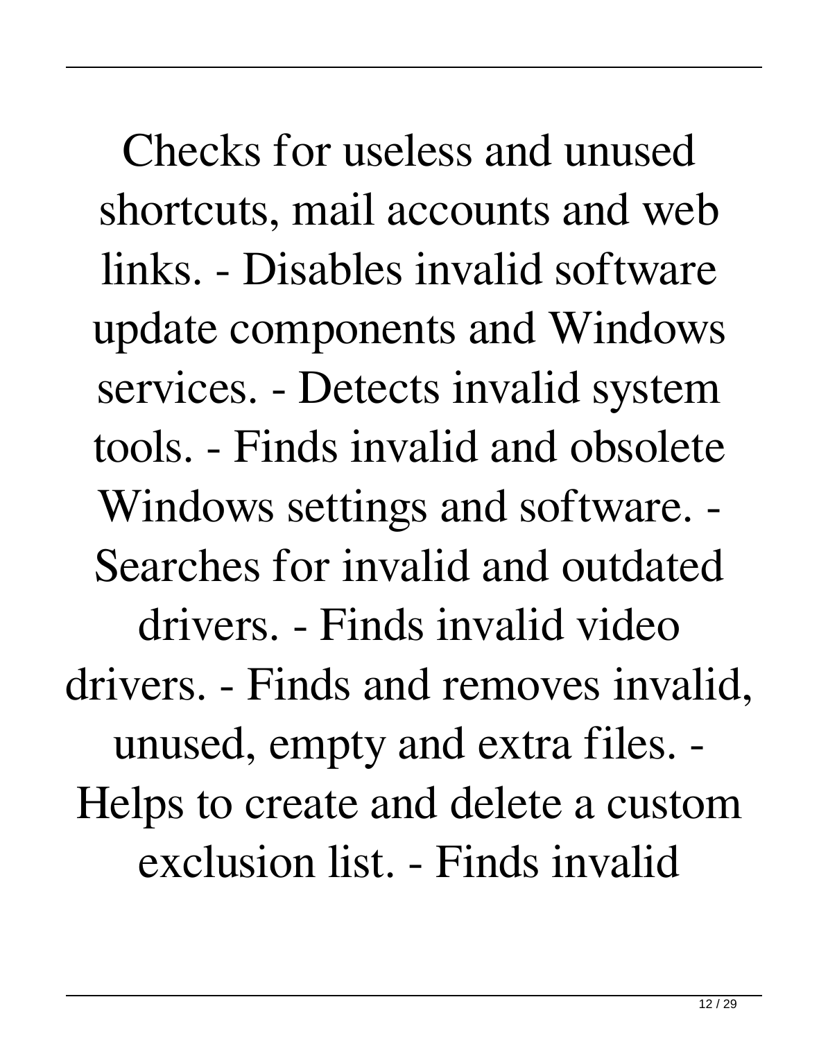Checks for useless and unused shortcuts, mail accounts and web links. - Disables invalid software update components and Windows services. - Detects invalid system tools. - Finds invalid and obsolete Windows settings and software. - Searches for invalid and outdated drivers. - Finds invalid video drivers. - Finds and removes invalid, unused, empty and extra files. - Helps to create and delete a custom exclusion list. - Finds invalid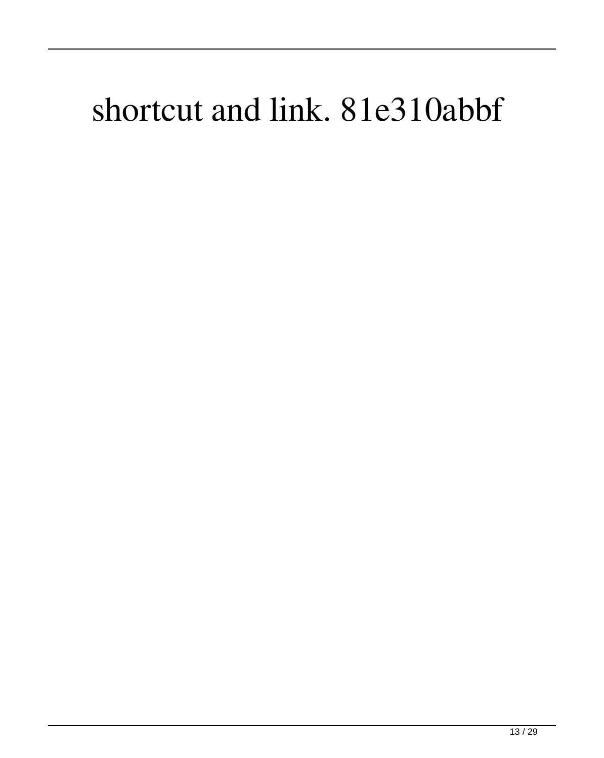shortcut and link. 81e310abbf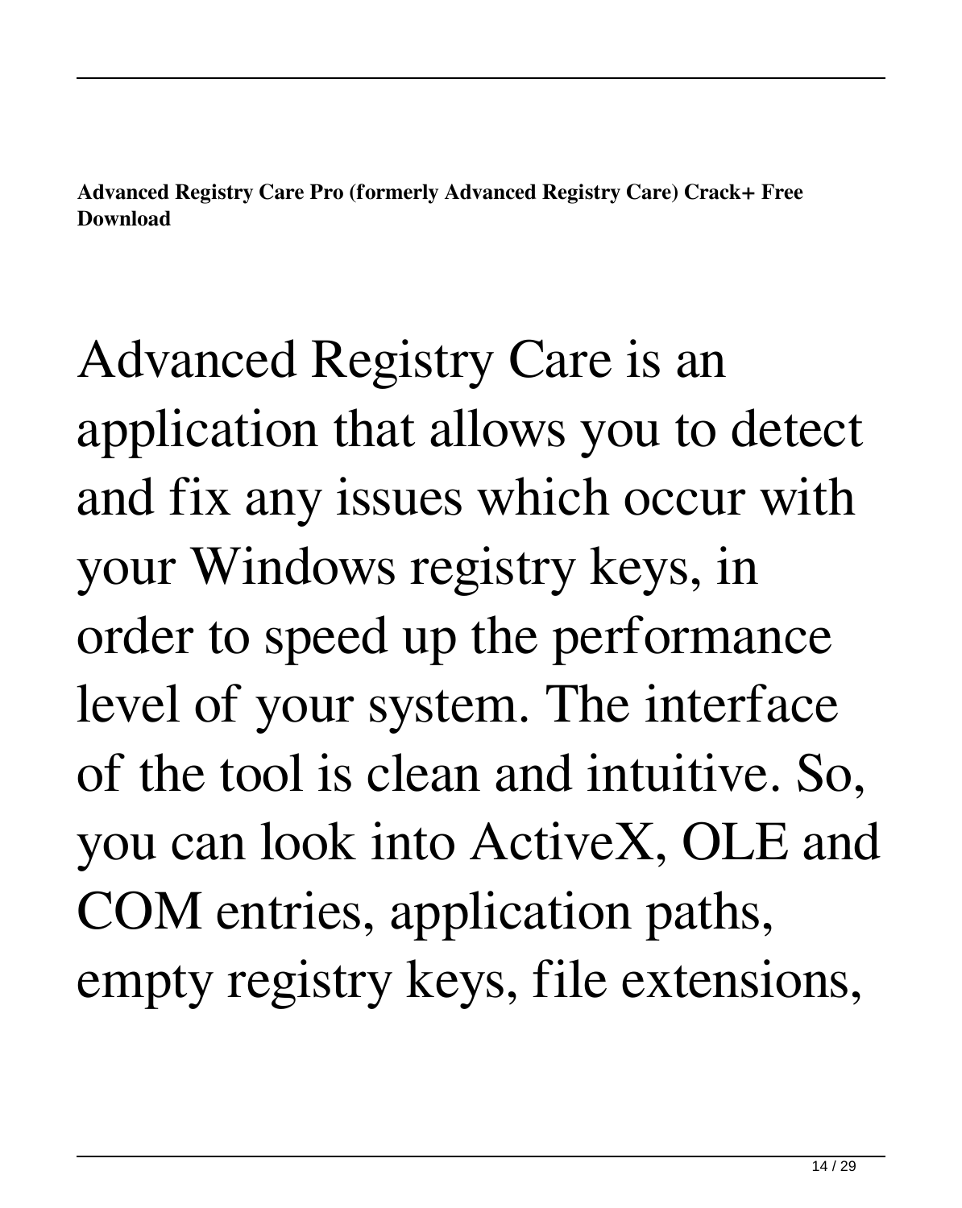**Advanced Registry Care Pro (formerly Advanced Registry Care) Crack+ Free Download**

Advanced Registry Care is an application that allows you to detect and fix any issues which occur with your Windows registry keys, in order to speed up the performance level of your system. The interface of the tool is clean and intuitive. So, you can look into ActiveX, OLE and COM entries, application paths, empty registry keys, file extensions,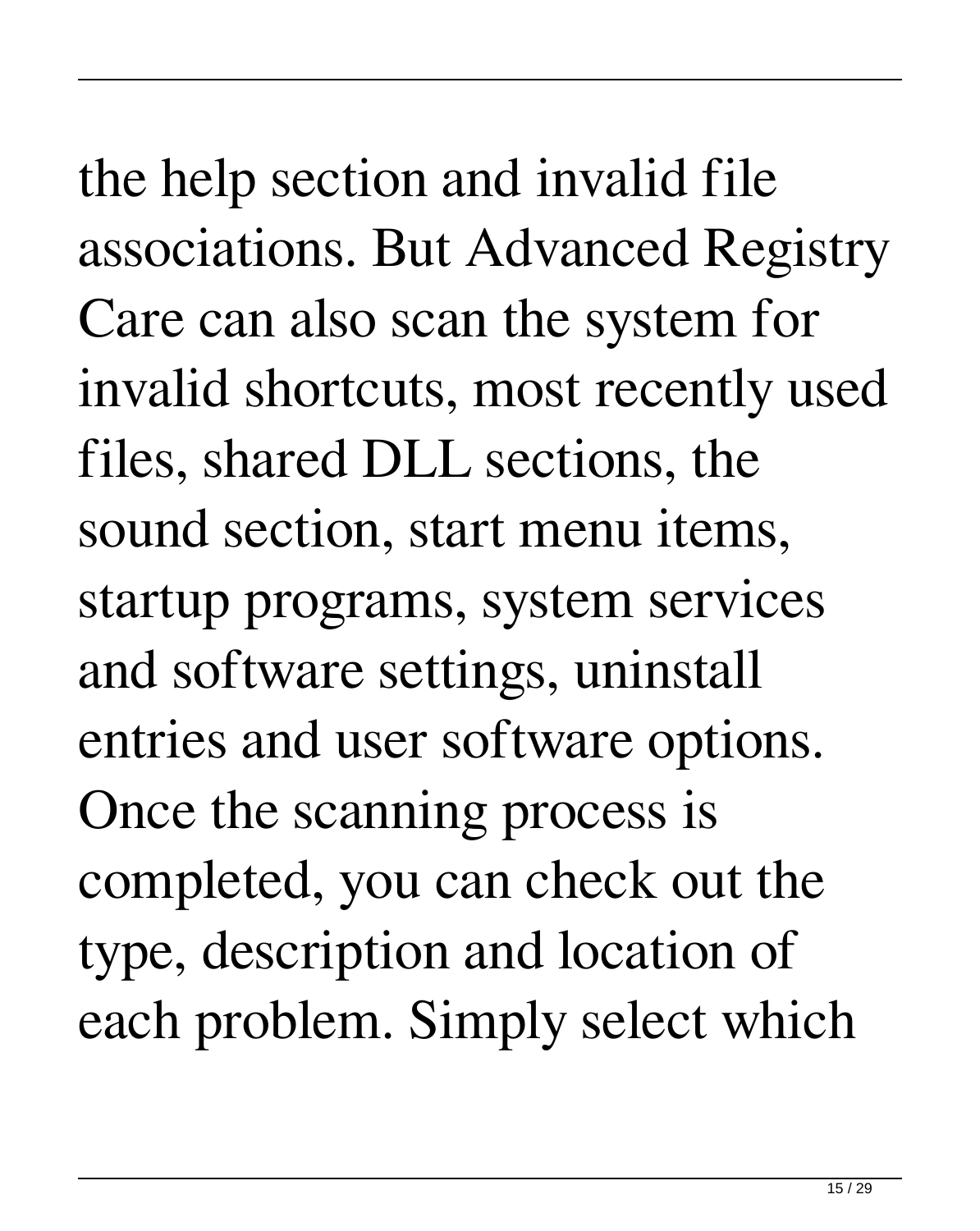the help section and invalid file associations. But Advanced Registry Care can also scan the system for invalid shortcuts, most recently used files, shared DLL sections, the sound section, start menu items, startup programs, system services and software settings, uninstall entries and user software options. Once the scanning process is completed, you can check out the type, description and location of each problem. Simply select which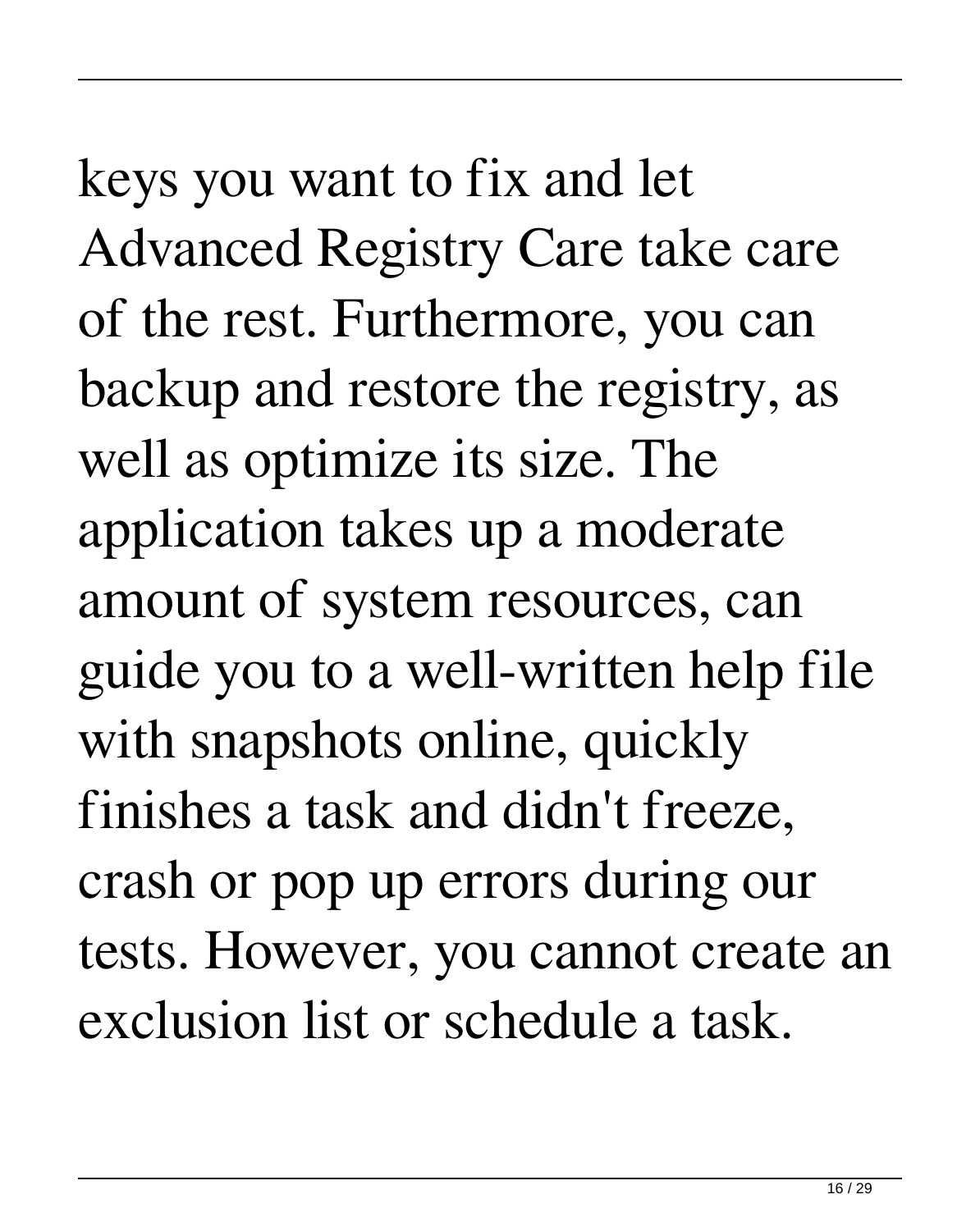keys you want to fix and let Advanced Registry Care take care of the rest. Furthermore, you can backup and restore the registry, as well as optimize its size. The application takes up a moderate amount of system resources, can guide you to a well-written help file with snapshots online, quickly finishes a task and didn't freeze, crash or pop up errors during our tests. However, you cannot create an exclusion list or schedule a task.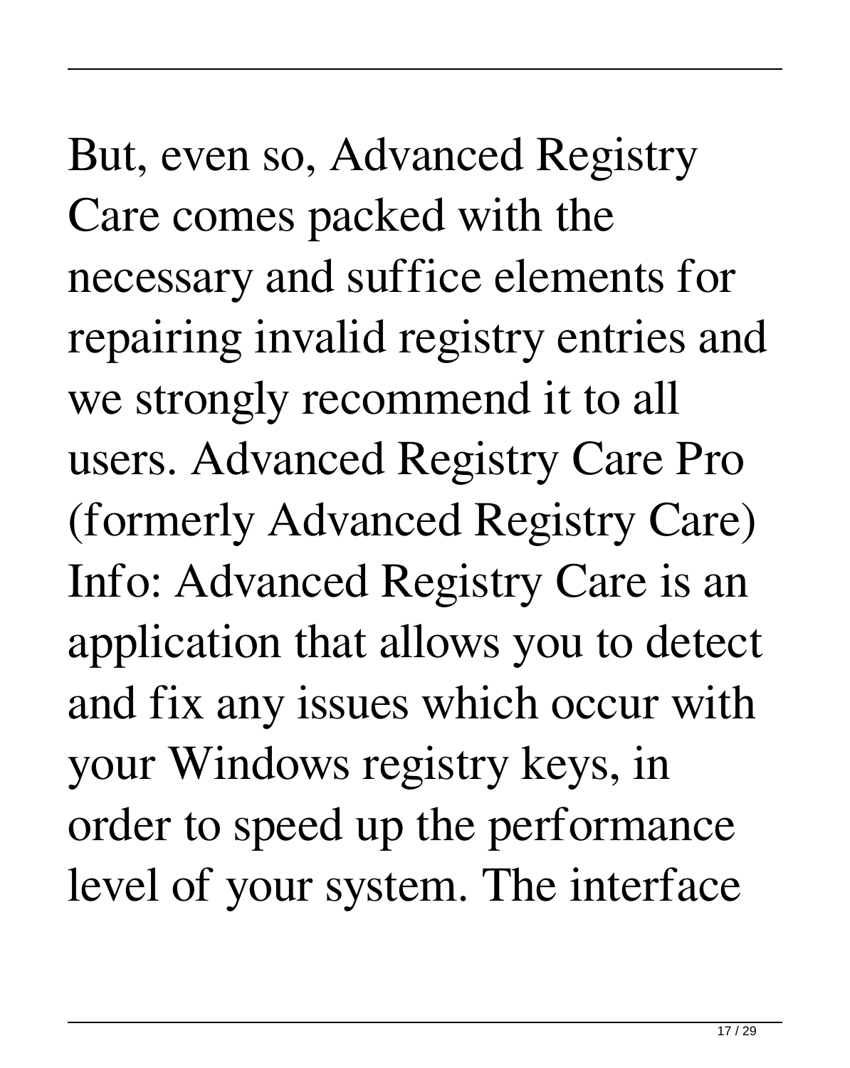But, even so, Advanced Registry Care comes packed with the necessary and suffice elements for repairing invalid registry entries and we strongly recommend it to all users. Advanced Registry Care Pro (formerly Advanced Registry Care) Info: Advanced Registry Care is an application that allows you to detect and fix any issues which occur with your Windows registry keys, in order to speed up the performance level of your system. The interface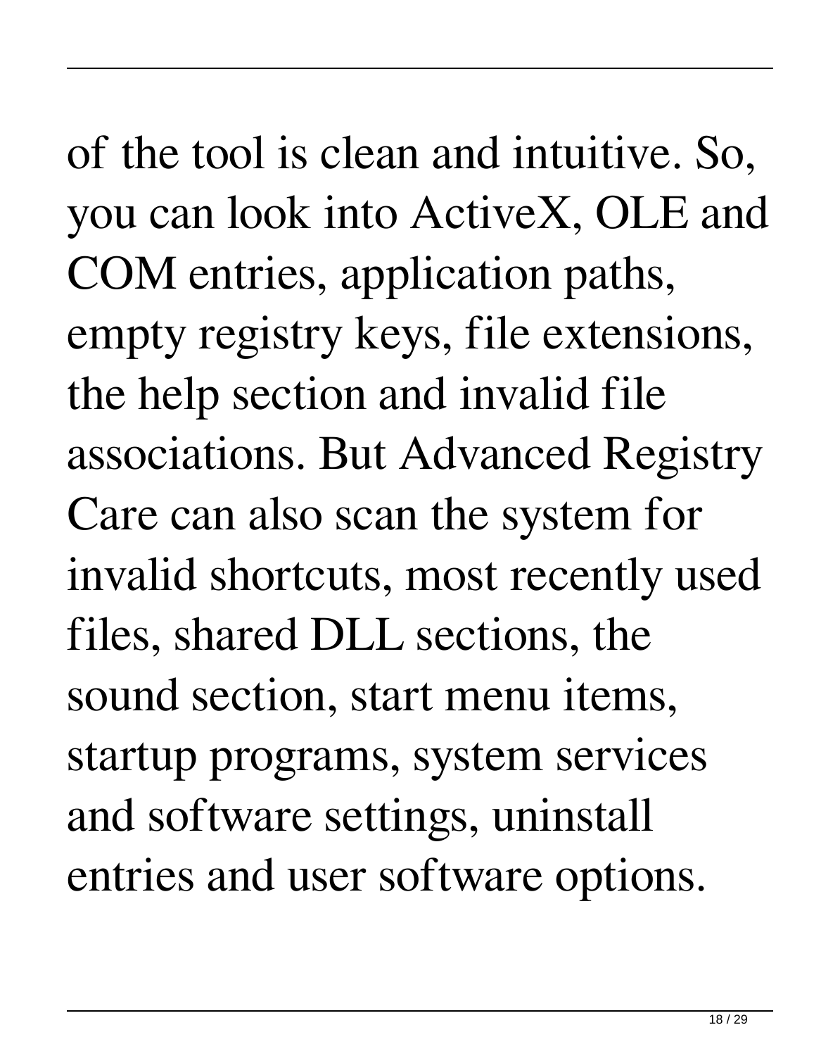of the tool is clean and intuitive. So, you can look into ActiveX, OLE and COM entries, application paths, empty registry keys, file extensions, the help section and invalid file associations. But Advanced Registry Care can also scan the system for invalid shortcuts, most recently used files, shared DLL sections, the sound section, start menu items, startup programs, system services and software settings, uninstall entries and user software options.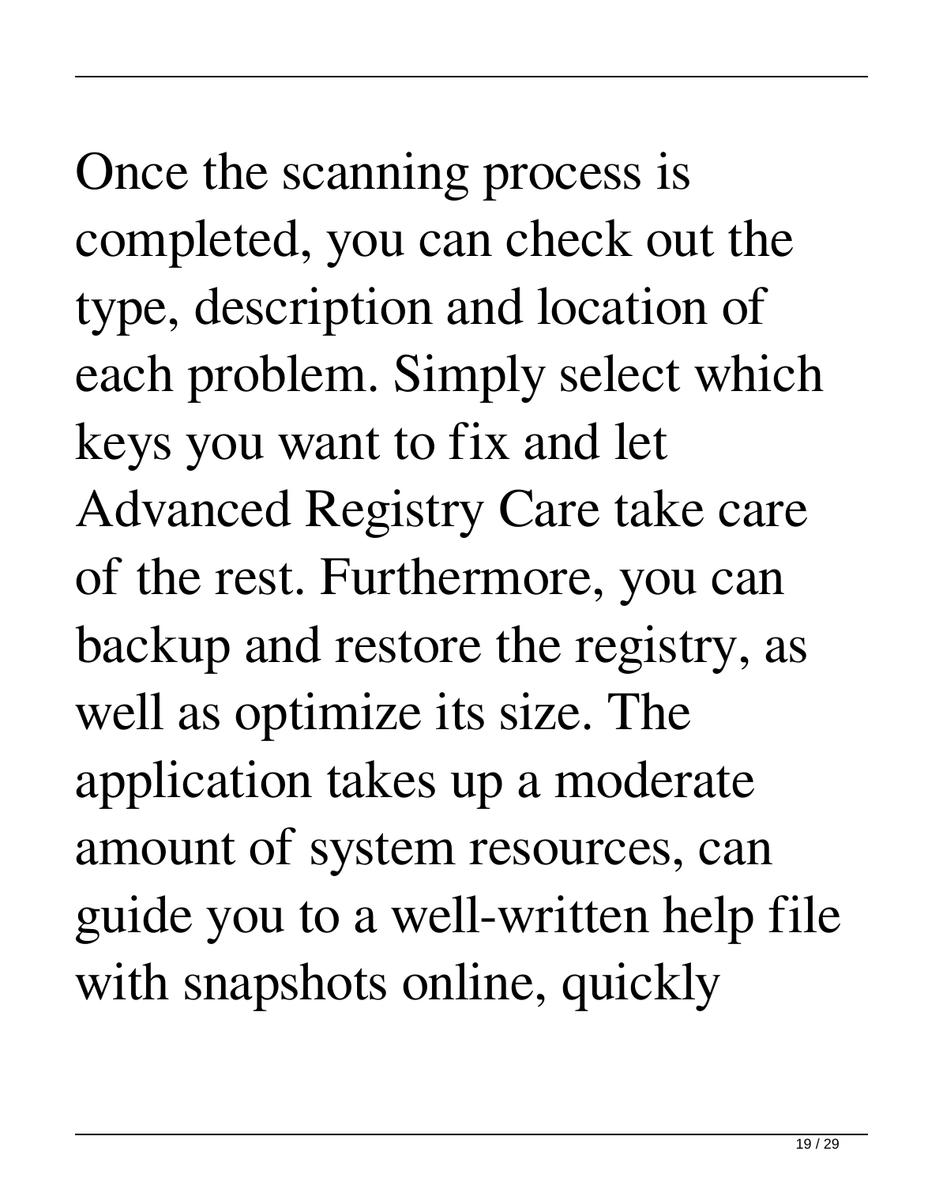Once the scanning process is completed, you can check out the type, description and location of each problem. Simply select which keys you want to fix and let Advanced Registry Care take care of the rest. Furthermore, you can backup and restore the registry, as well as optimize its size. The application takes up a moderate amount of system resources, can guide you to a well-written help file with snapshots online, quickly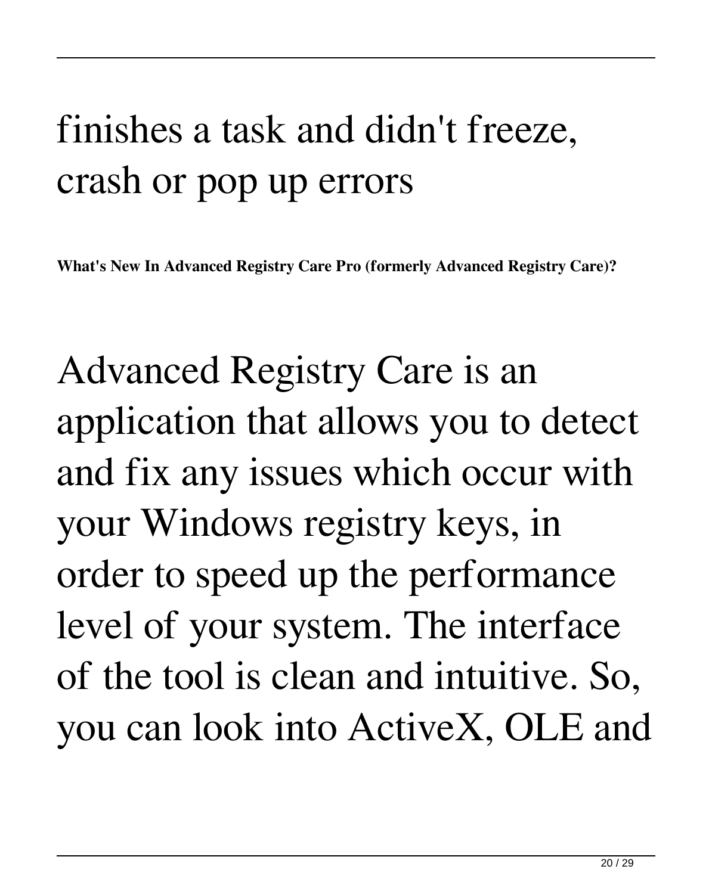finishes a task and didn't freeze, crash or pop up errors

**What's New In Advanced Registry Care Pro (formerly Advanced Registry Care)?**

Advanced Registry Care is an application that allows you to detect and fix any issues which occur with your Windows registry keys, in order to speed up the performance level of your system. The interface of the tool is clean and intuitive. So, you can look into ActiveX, OLE and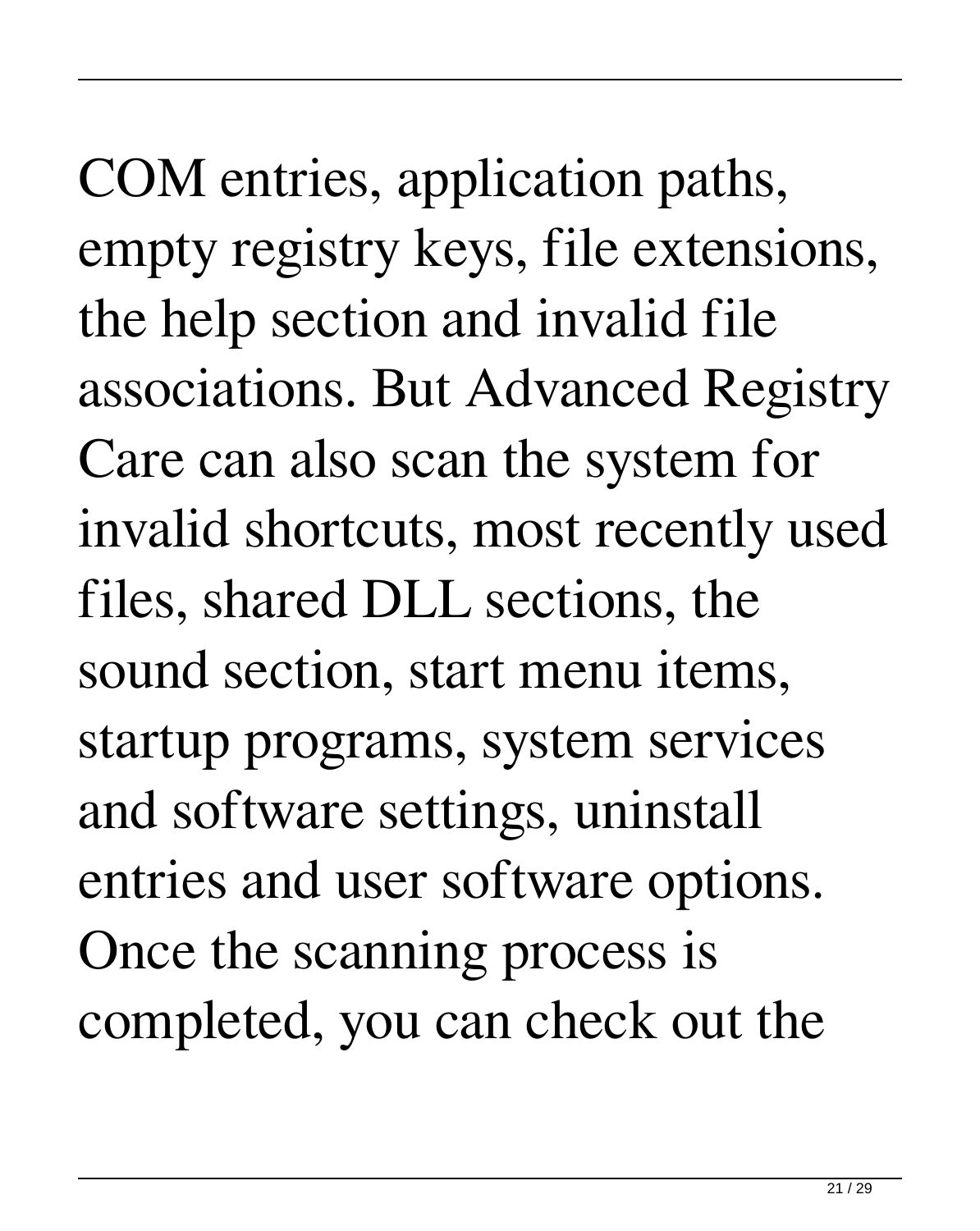COM entries, application paths, empty registry keys, file extensions, the help section and invalid file associations. But Advanced Registry Care can also scan the system for invalid shortcuts, most recently used files, shared DLL sections, the sound section, start menu items, startup programs, system services and software settings, uninstall entries and user software options. Once the scanning process is completed, you can check out the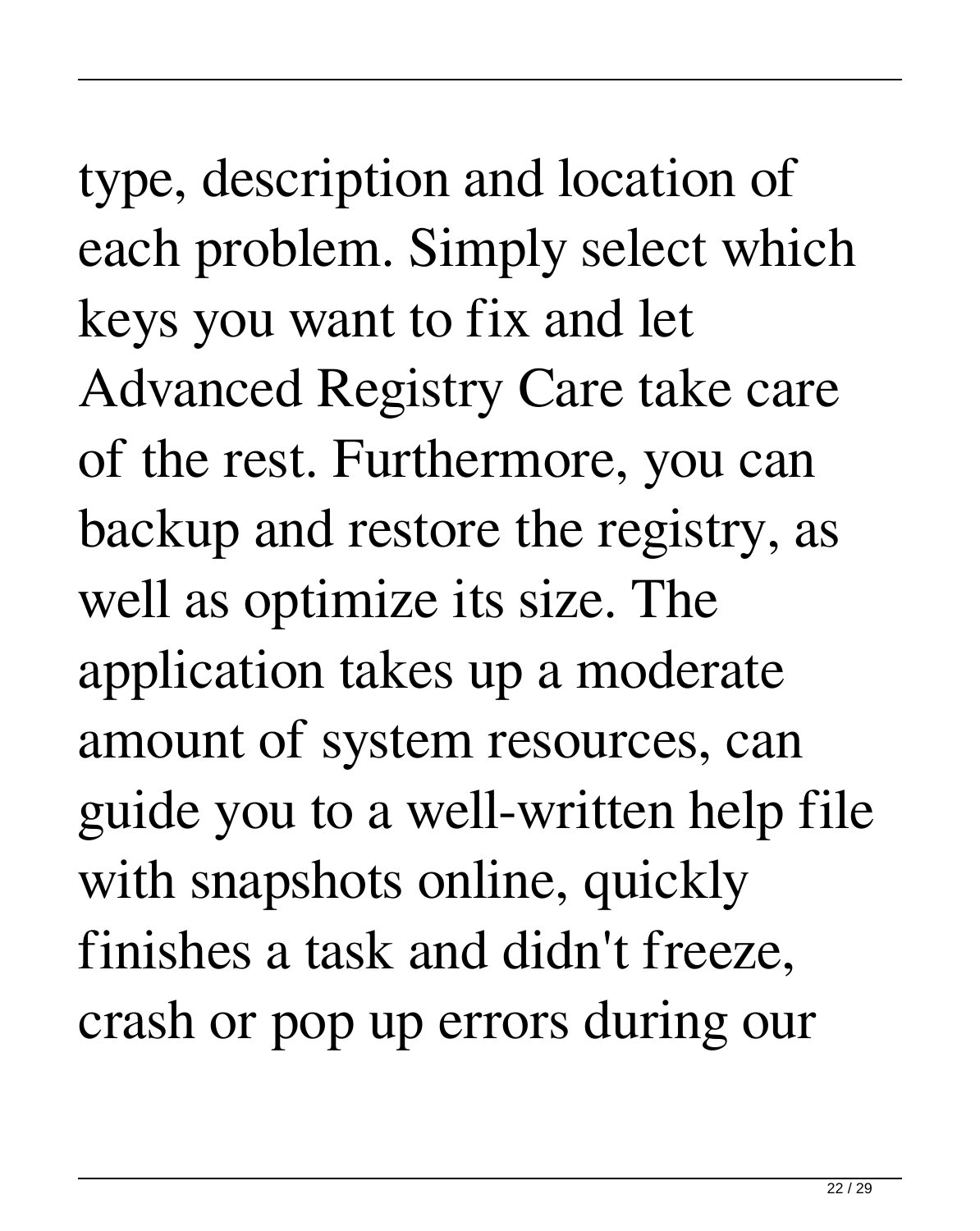type, description and location of each problem. Simply select which keys you want to fix and let Advanced Registry Care take care of the rest. Furthermore, you can backup and restore the registry, as well as optimize its size. The application takes up a moderate amount of system resources, can guide you to a well-written help file with snapshots online, quickly finishes a task and didn't freeze, crash or pop up errors during our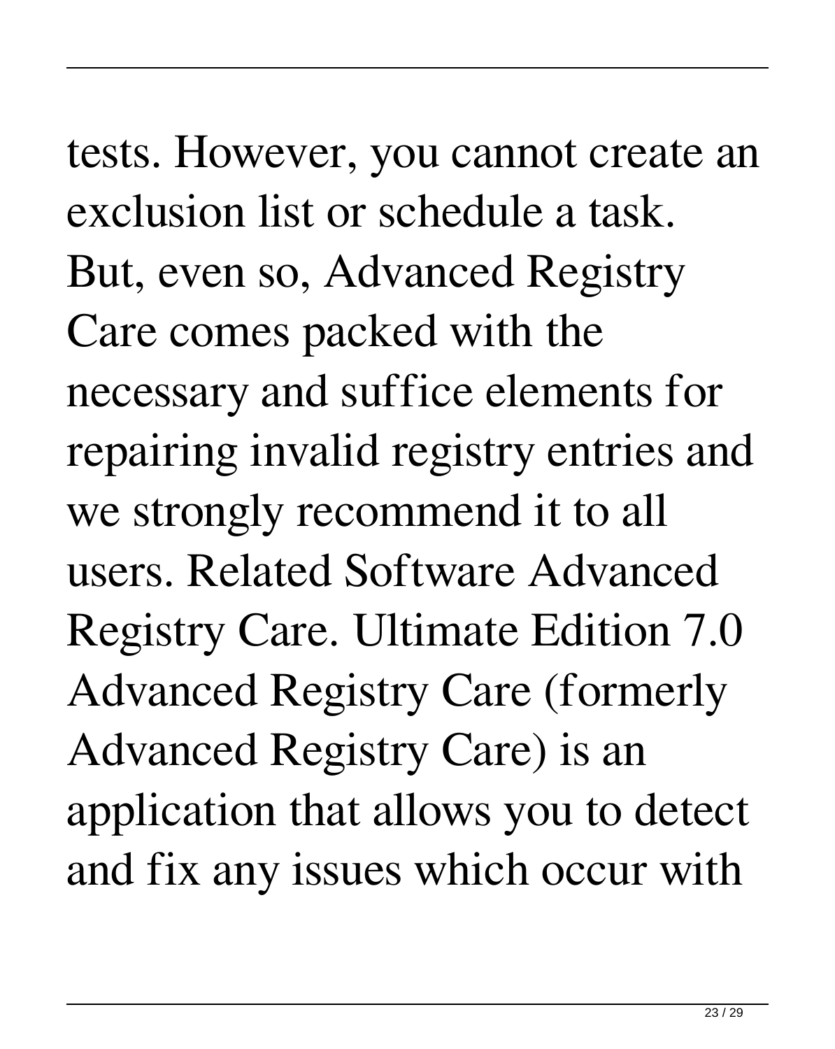tests. However, you cannot create an exclusion list or schedule a task. But, even so, Advanced Registry Care comes packed with the necessary and suffice elements for repairing invalid registry entries and we strongly recommend it to all users. Related Software Advanced Registry Care. Ultimate Edition 7.0 Advanced Registry Care (formerly Advanced Registry Care) is an application that allows you to detect and fix any issues which occur with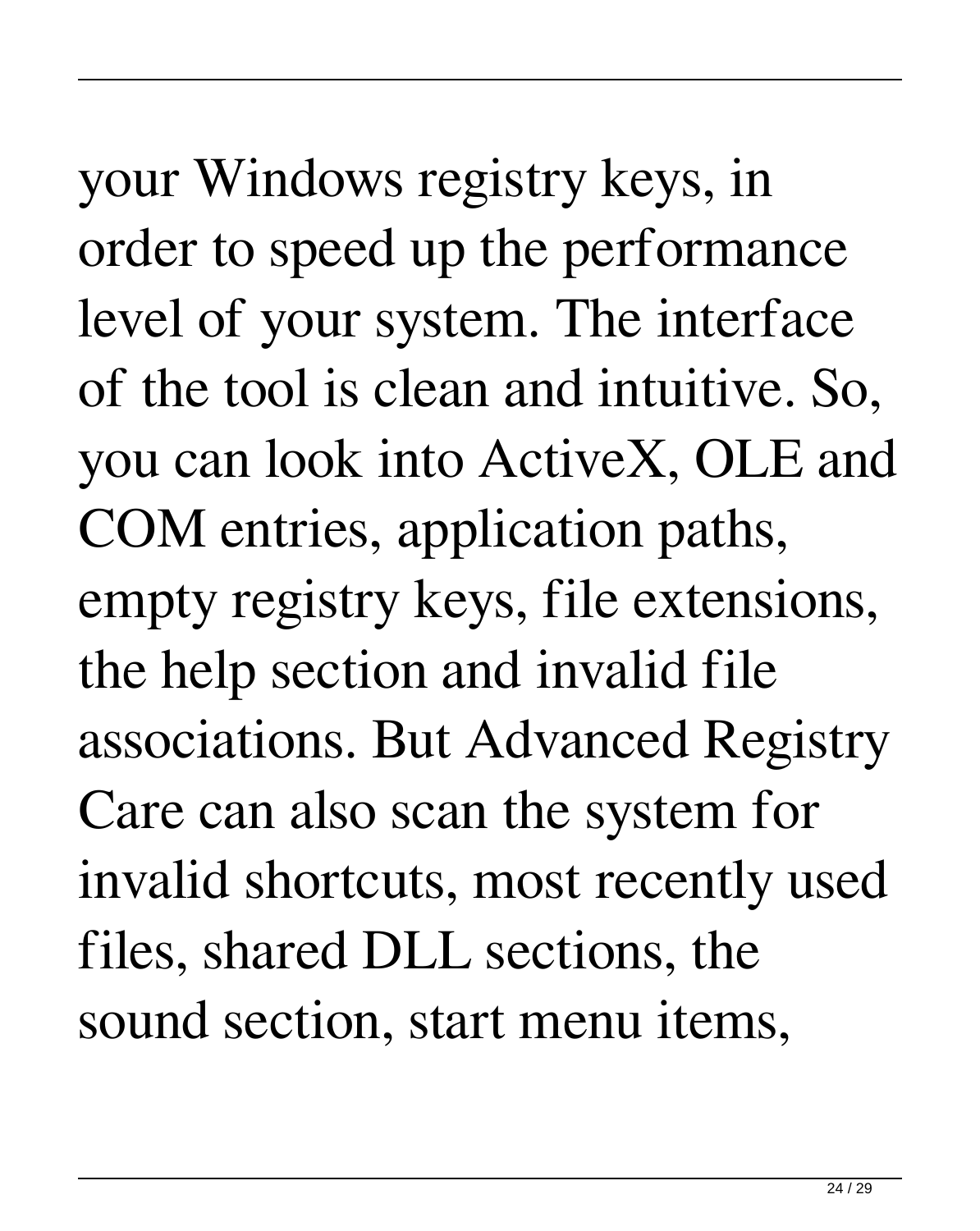your Windows registry keys, in order to speed up the performance level of your system. The interface of the tool is clean and intuitive. So, you can look into ActiveX, OLE and COM entries, application paths, empty registry keys, file extensions, the help section and invalid file associations. But Advanced Registry Care can also scan the system for invalid shortcuts, most recently used files, shared DLL sections, the sound section, start menu items,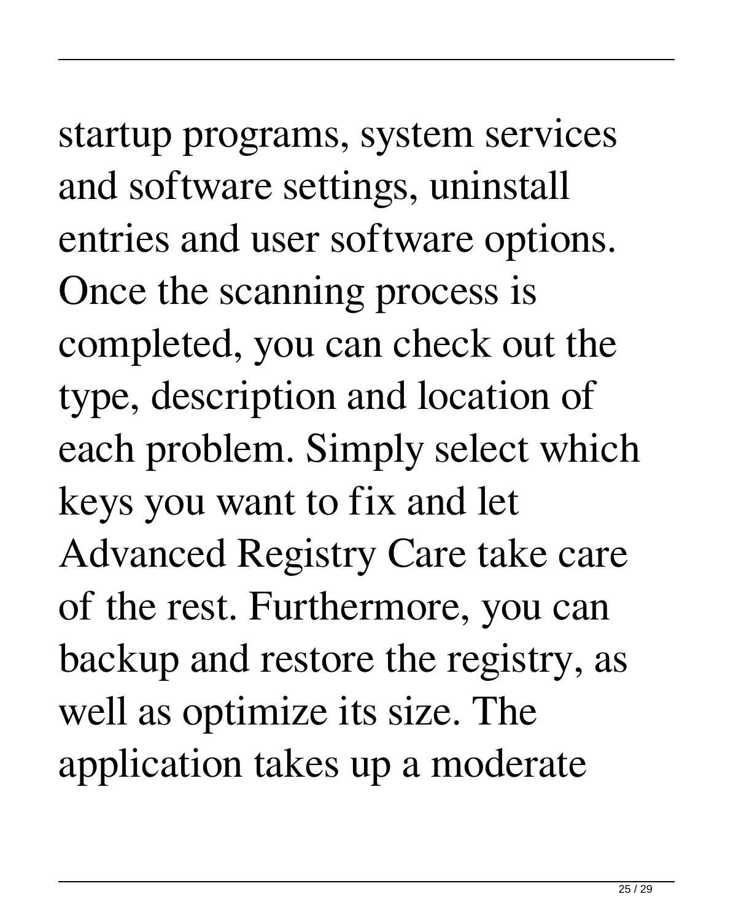startup programs, system services and software settings, uninstall entries and user software options. Once the scanning process is completed, you can check out the type, description and location of each problem. Simply select which keys you want to fix and let Advanced Registry Care take care of the rest. Furthermore, you can backup and restore the registry, as well as optimize its size. The application takes up a moderate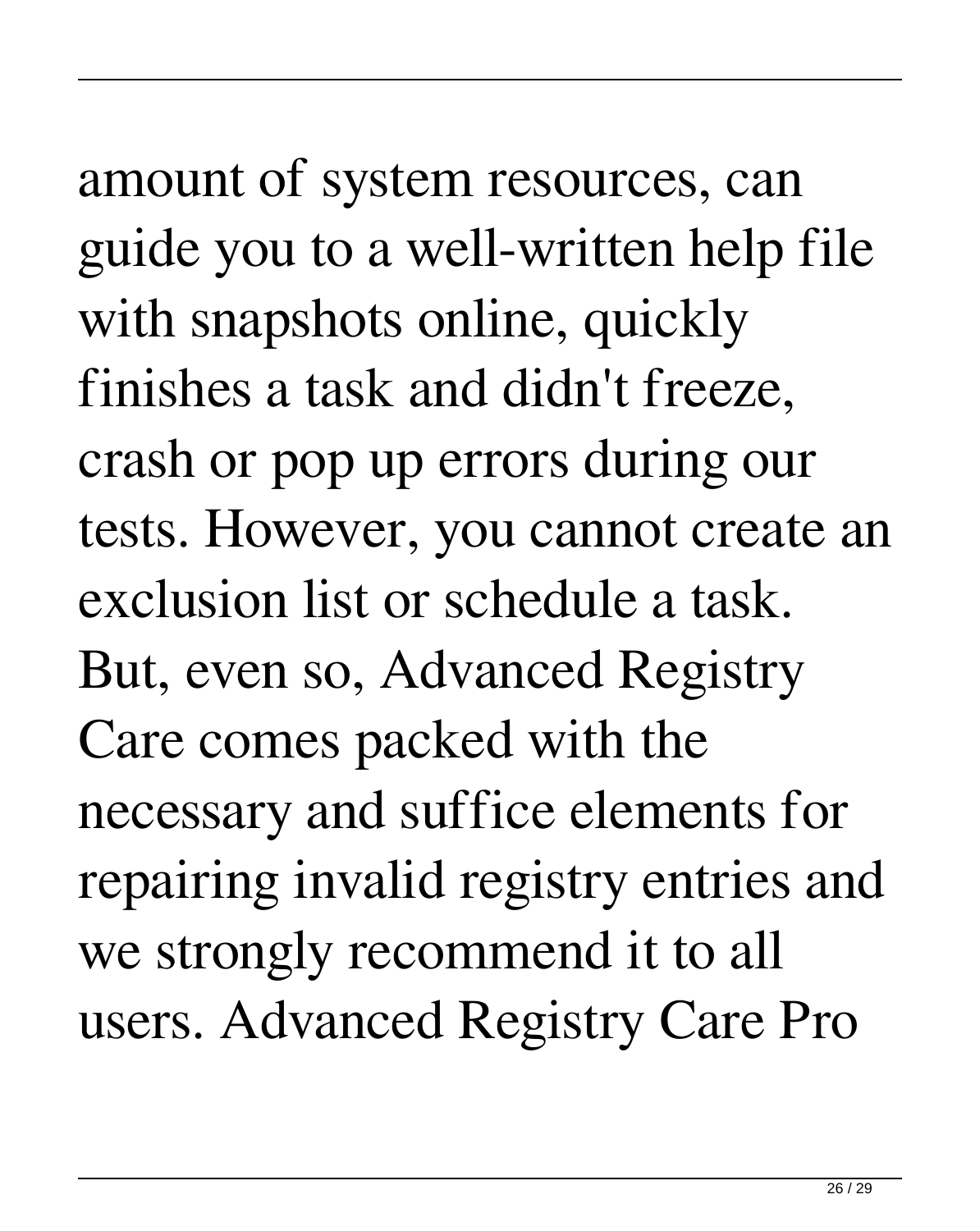amount of system resources, can guide you to a well-written help file with snapshots online, quickly finishes a task and didn't freeze, crash or pop up errors during our tests. However, you cannot create an exclusion list or schedule a task. But, even so, Advanced Registry Care comes packed with the necessary and suffice elements for repairing invalid registry entries and we strongly recommend it to all users. Advanced Registry Care Pro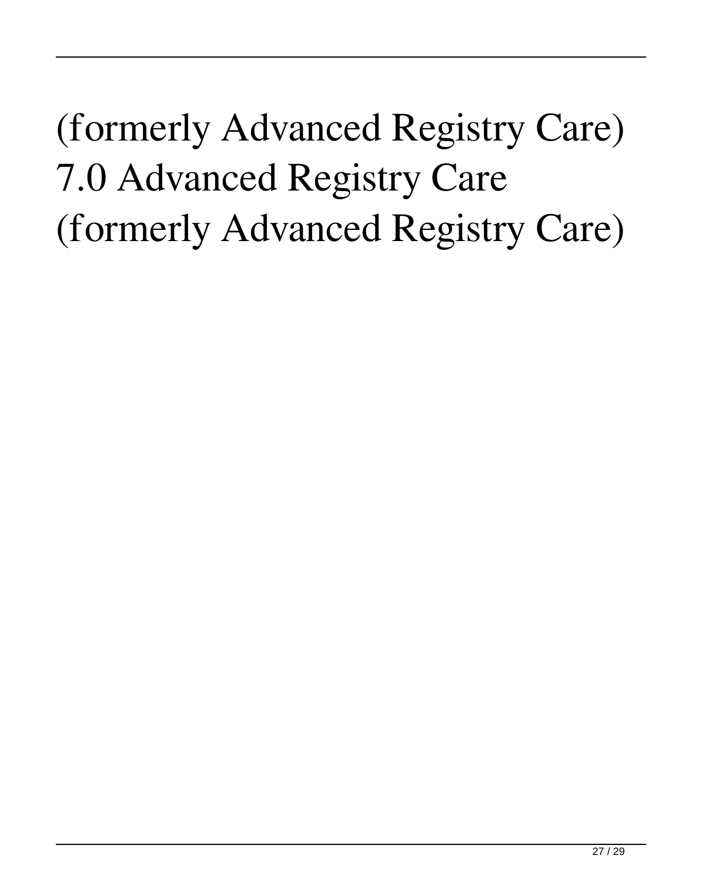(formerly Advanced Registry Care) 7.0 Advanced Registry Care (formerly Advanced Registry Care)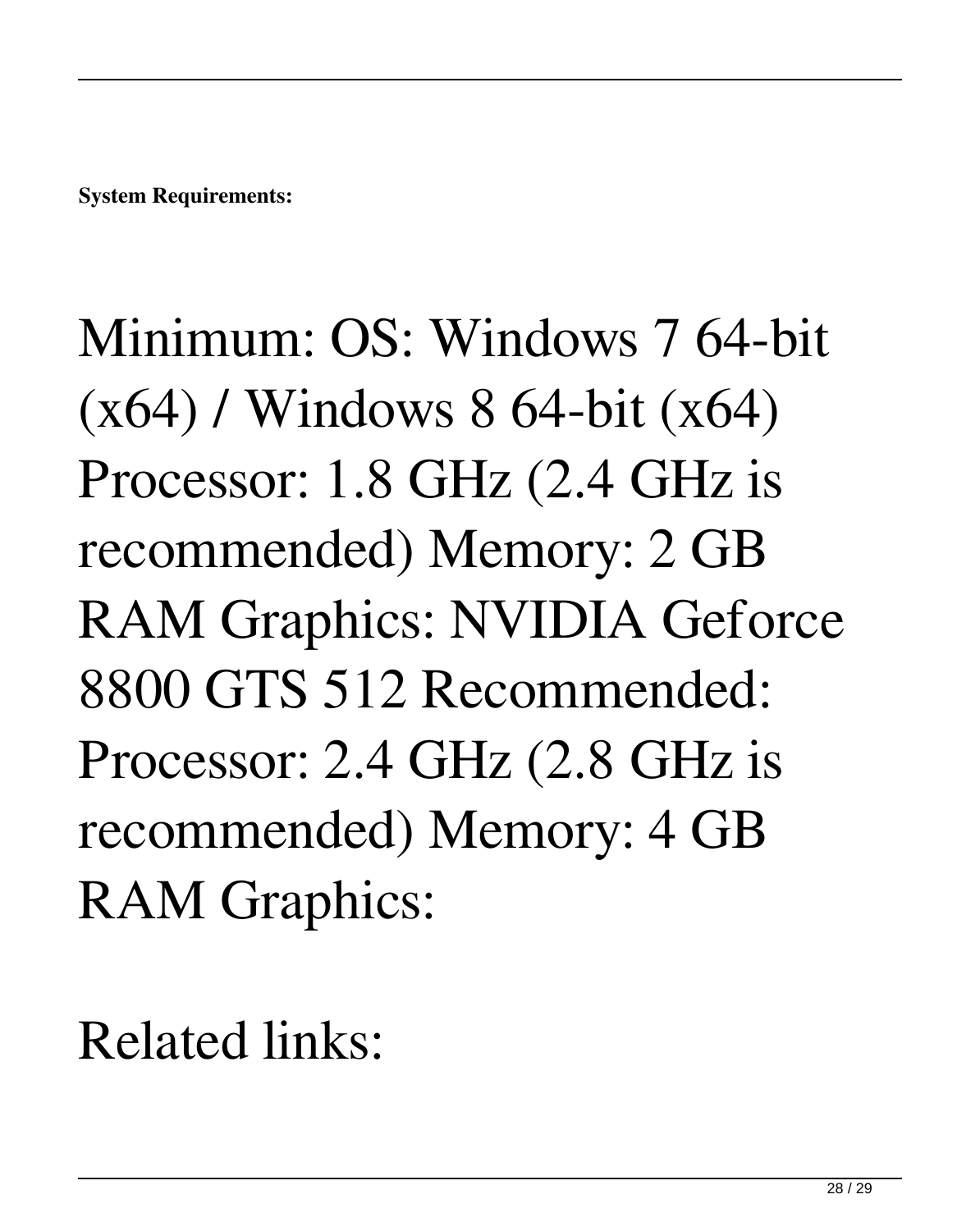**System Requirements:**

Minimum: OS: Windows 7 64-bit (x64) / Windows 8 64-bit (x64) Processor: 1.8 GHz (2.4 GHz is recommended) Memory: 2 GB RAM Graphics: NVIDIA Geforce 8800 GTS 512 Recommended: Processor: 2.4 GHz (2.8 GHz is recommended) Memory: 4 GB RAM Graphics:

Related links: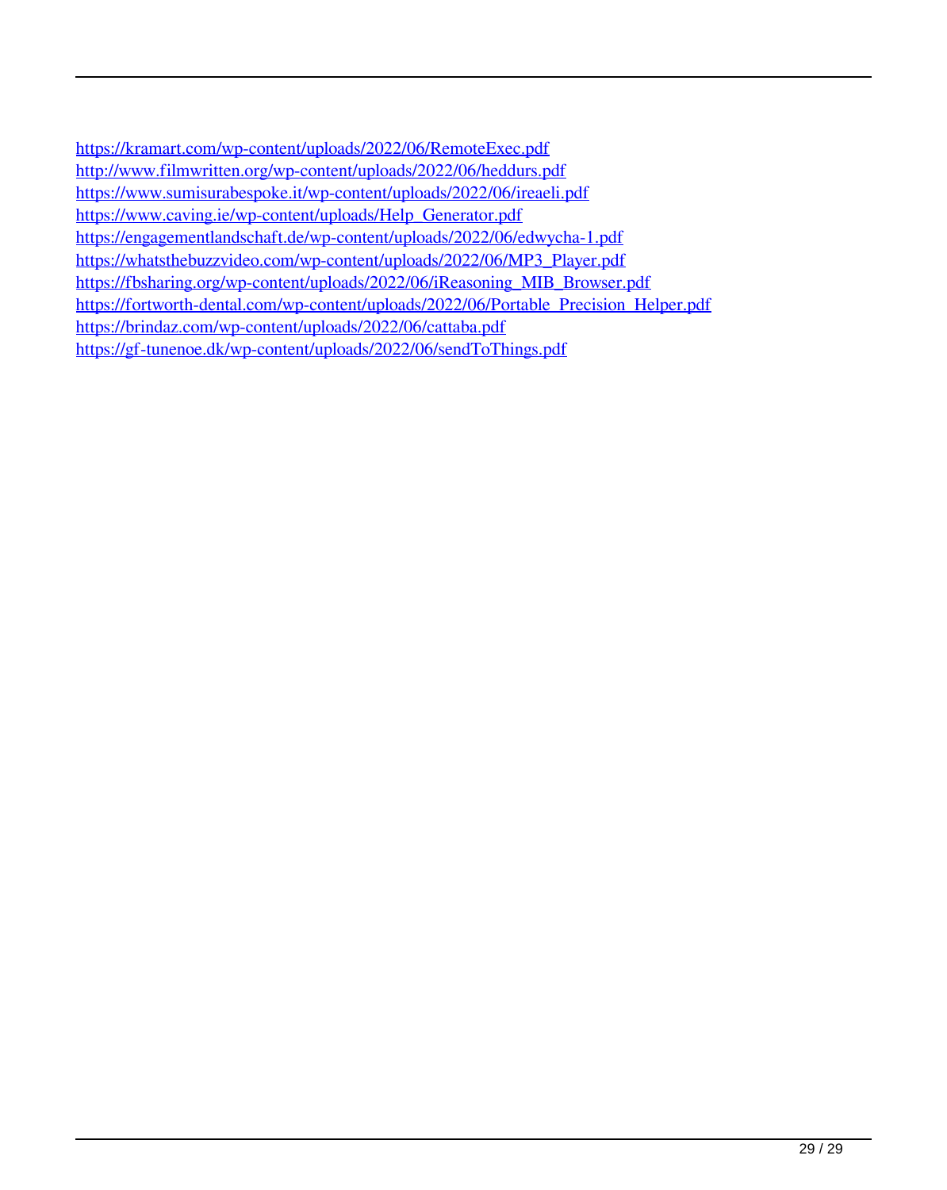https://kramart.com/wp-content/uploads/2022/06/RemoteExec.pdf
http://www.filmwritten.org/wp-content/uploads/2022/06/heddurs.pdf
https://www.sumisurabespoke.it/wp-content/uploads/2022/06/ireaeli.pdf
https://www.caving.ie/wp-content/uploads/Help_Generator.pdf
https://engagementlandschaft.de/wp-content/uploads/2022/06/edwycha-1.pdf
https://whatsthebuzzvideo.com/wp-content/uploads/2022/06/MP3_Player.pdf
https://fbsharing.org/wp-content/uploads/2022/06/iReasoning_MIB_Browser.pdf
https://fortworth-dental.com/wp-content/uploads/2022/06/Portable_Precision_Helper.pdf
https://brindaz.com/wp-content/uploads/2022/06/cattaba.pdf
https://gf-tunenoe.dk/wp-content/uploads/2022/06/sendToThings.pdf